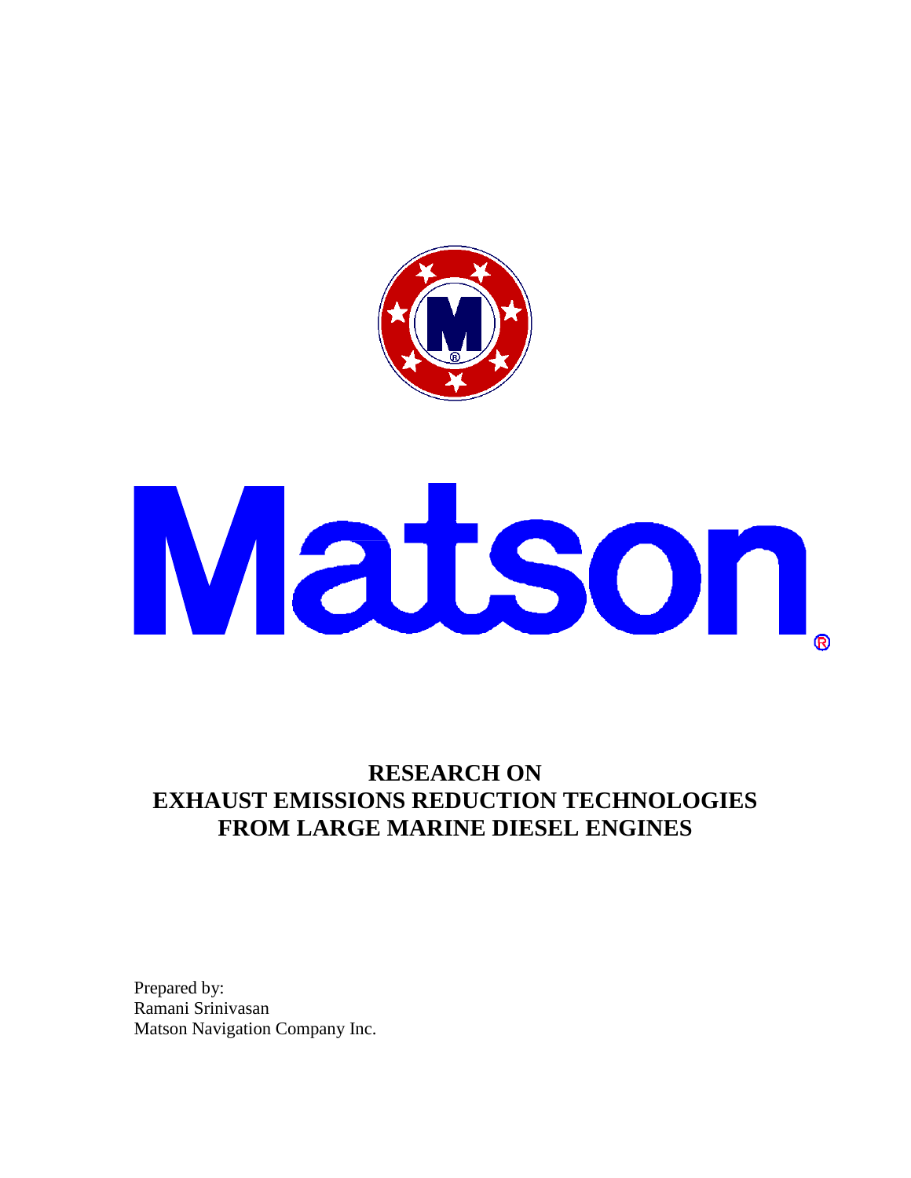# RESEARCH ON EXHAUST EMISSIONS REDUCTION TECHNOLOGIES FROM LARGE MARINE DIESEL ENGINES

Prepared by:
Ramani Srinivasan
Matson Navigation Company Inc.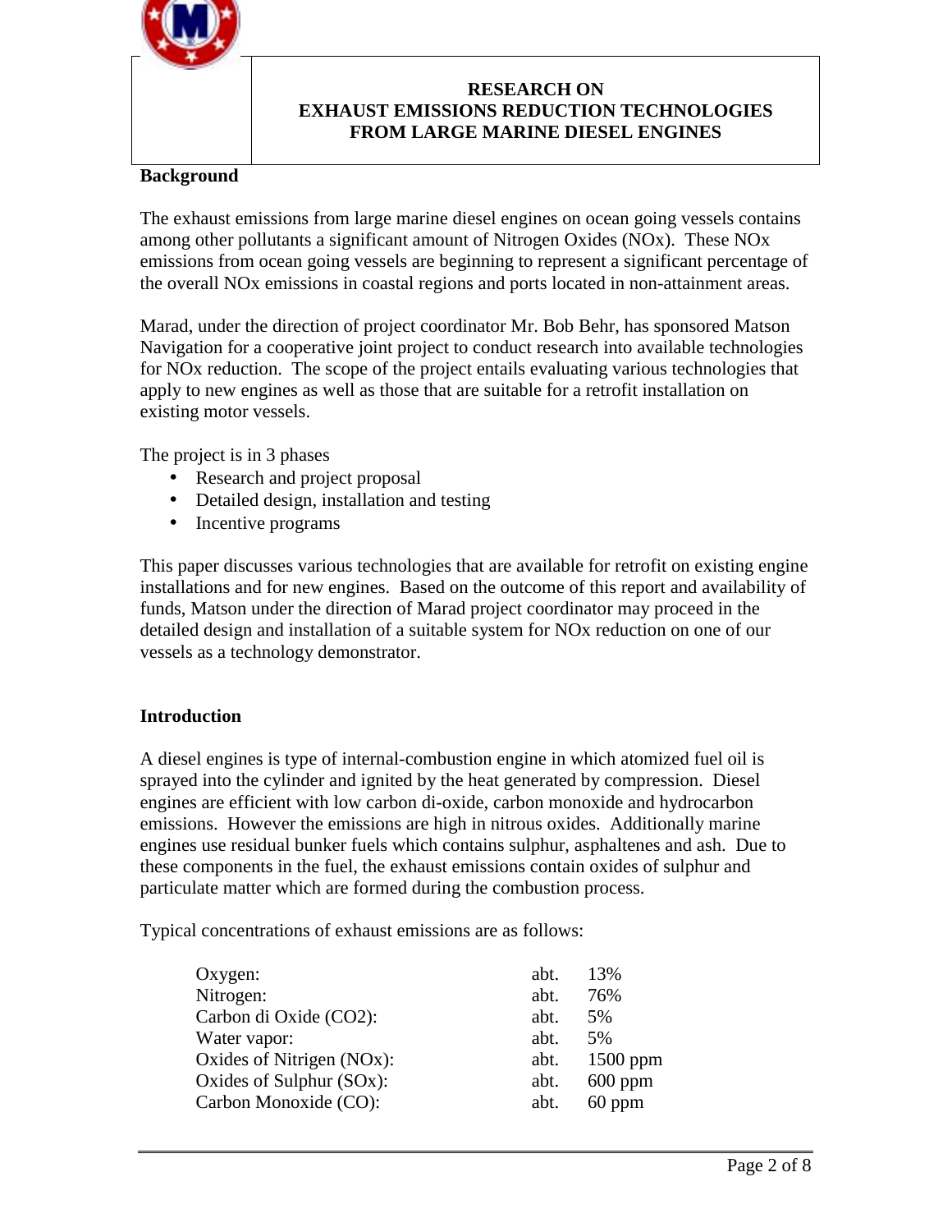# RESEARCH ON EXHAUST EMISSIONS REDUCTION TECHNOLOGIES FROM LARGE MARINE DIESEL ENGINES

## Background

The exhaust emissions from large marine diesel engines on ocean going vessels contains among other pollutants a significant amount of Nitrogen Oxides (NOx). These NOx emissions from ocean going vessels are beginning to represent a significant percentage of the overall NOx emissions in coastal regions and ports located in non-attainment areas.

Marad, under the direction of project coordinator Mr. Bob Behr, has sponsored Matson Navigation for a cooperative joint project to conduct research into available technologies for NOx reduction. The scope of the project entails evaluating various technologies that apply to new engines as well as those that are suitable for a retrofit installation on existing motor vessels.

The project is in 3 phases

- Research and project proposal
- Detailed design, installation and testing
- Incentive programs

This paper discusses various technologies that are available for retrofit on existing engine installations and for new engines. Based on the outcome of this report and availability of funds, Matson under the direction of Marad project coordinator may proceed in the detailed design and installation of a suitable system for NOx reduction on one of our vessels as a technology demonstrator.

## Introduction

A diesel engines is type of internal-combustion engine in which atomized fuel oil is sprayed into the cylinder and ignited by the heat generated by compression. Diesel engines are efficient with low carbon di-oxide, carbon monoxide and hydrocarbon emissions. However the emissions are high in nitrous oxides. Additionally marine engines use residual bunker fuels which contains sulphur, asphaltenes and ash. Due to these components in the fuel, the exhaust emissions contain oxides of sulphur and particulate matter which are formed during the combustion process.

Typical concentrations of exhaust emissions are as follows:

| | | |
|---|---|---|
| Oxygen: | abt. | 13% |
| Nitrogen: | abt. | 76% |
| Carbon di Oxide ($CO_2$): | abt. | 5% |
| Water vapor: | abt. | 5% |
| Oxides of Nitrigen (NOx): | abt. | 1500 ppm |
| Oxides of Sulphur (SOx): | abt. | 600 ppm |
| Carbon Monoxide (CO): | abt. | 60 ppm |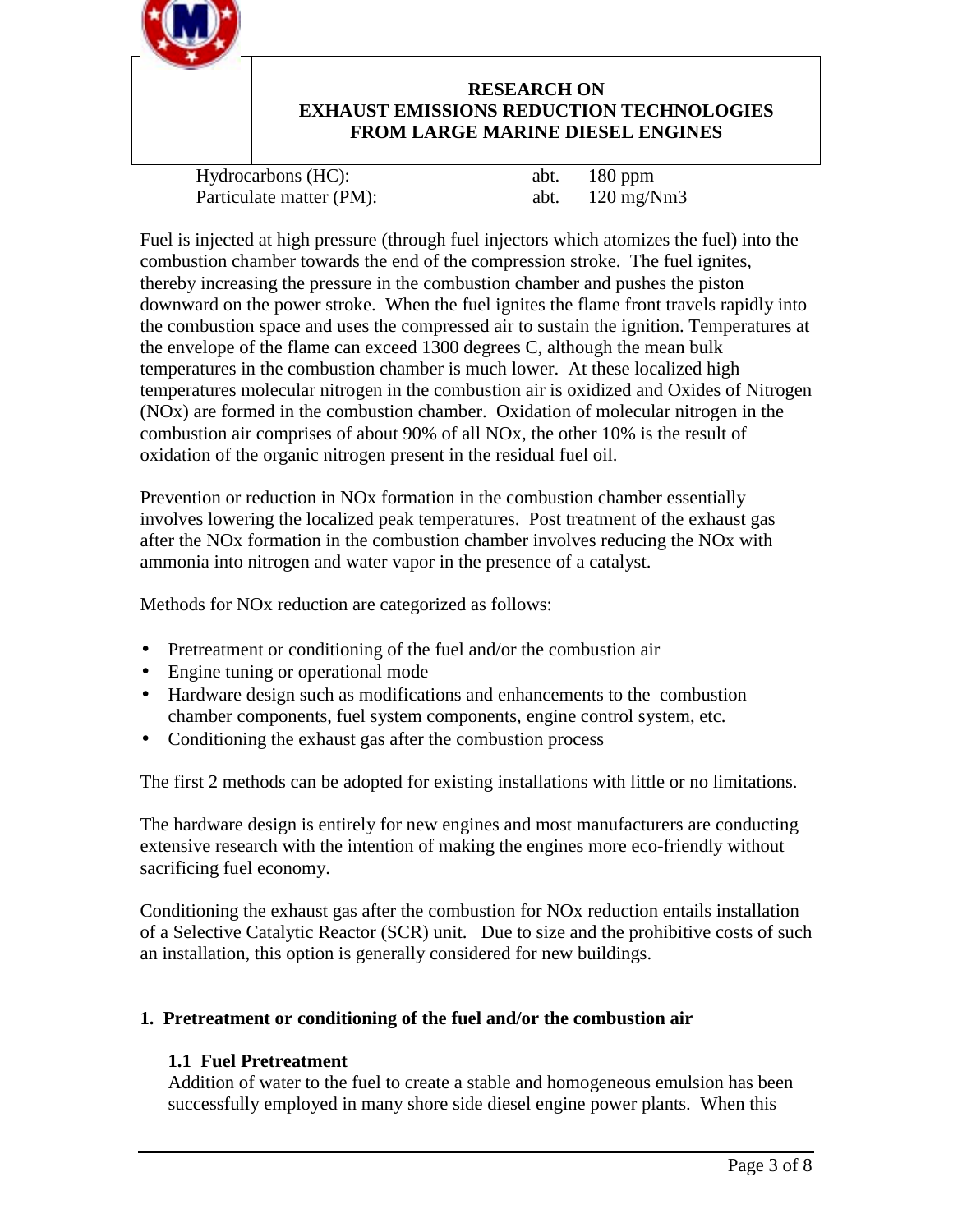| | | |
|---|---|---|
| Hydrocarbons (HC): | abt. | 180 ppm |
| Particulate matter (PM): | abt. | 120 mg/Nm3 |

Fuel is injected at high pressure (through fuel injectors which atomizes the fuel) into the combustion chamber towards the end of the compression stroke. The fuel ignites, thereby increasing the pressure in the combustion chamber and pushes the piston downward on the power stroke. When the fuel ignites the flame front travels rapidly into the combustion space and uses the compressed air to sustain the ignition. Temperatures at the envelope of the flame can exceed 1300 degrees C, although the mean bulk temperatures in the combustion chamber is much lower. At these localized high temperatures molecular nitrogen in the combustion air is oxidized and Oxides of Nitrogen (NOx) are formed in the combustion chamber. Oxidation of molecular nitrogen in the combustion air comprises of about 90% of all NOx, the other 10% is the result of oxidation of the organic nitrogen present in the residual fuel oil.

Prevention or reduction in NOx formation in the combustion chamber essentially involves lowering the localized peak temperatures. Post treatment of the exhaust gas after the NOx formation in the combustion chamber involves reducing the NOx with ammonia into nitrogen and water vapor in the presence of a catalyst.

Methods for NOx reduction are categorized as follows:

- Pretreatment or conditioning of the fuel and/or the combustion air
- Engine tuning or operational mode
- Hardware design such as modifications and enhancements to the combustion chamber components, fuel system components, engine control system, etc.
- Conditioning the exhaust gas after the combustion process

The first 2 methods can be adopted for existing installations with little or no limitations.

The hardware design is entirely for new engines and most manufacturers are conducting extensive research with the intention of making the engines more eco-friendly without sacrificing fuel economy.

Conditioning the exhaust gas after the combustion for NOx reduction entails installation of a Selective Catalytic Reactor (SCR) unit. Due to size and the prohibitive costs of such an installation, this option is generally considered for new buildings.

## 1. Pretreatment or conditioning of the fuel and/or the combustion air

### 1.1 Fuel Pretreatment

Addition of water to the fuel to create a stable and homogeneous emulsion has been successfully employed in many shore side diesel engine power plants. When this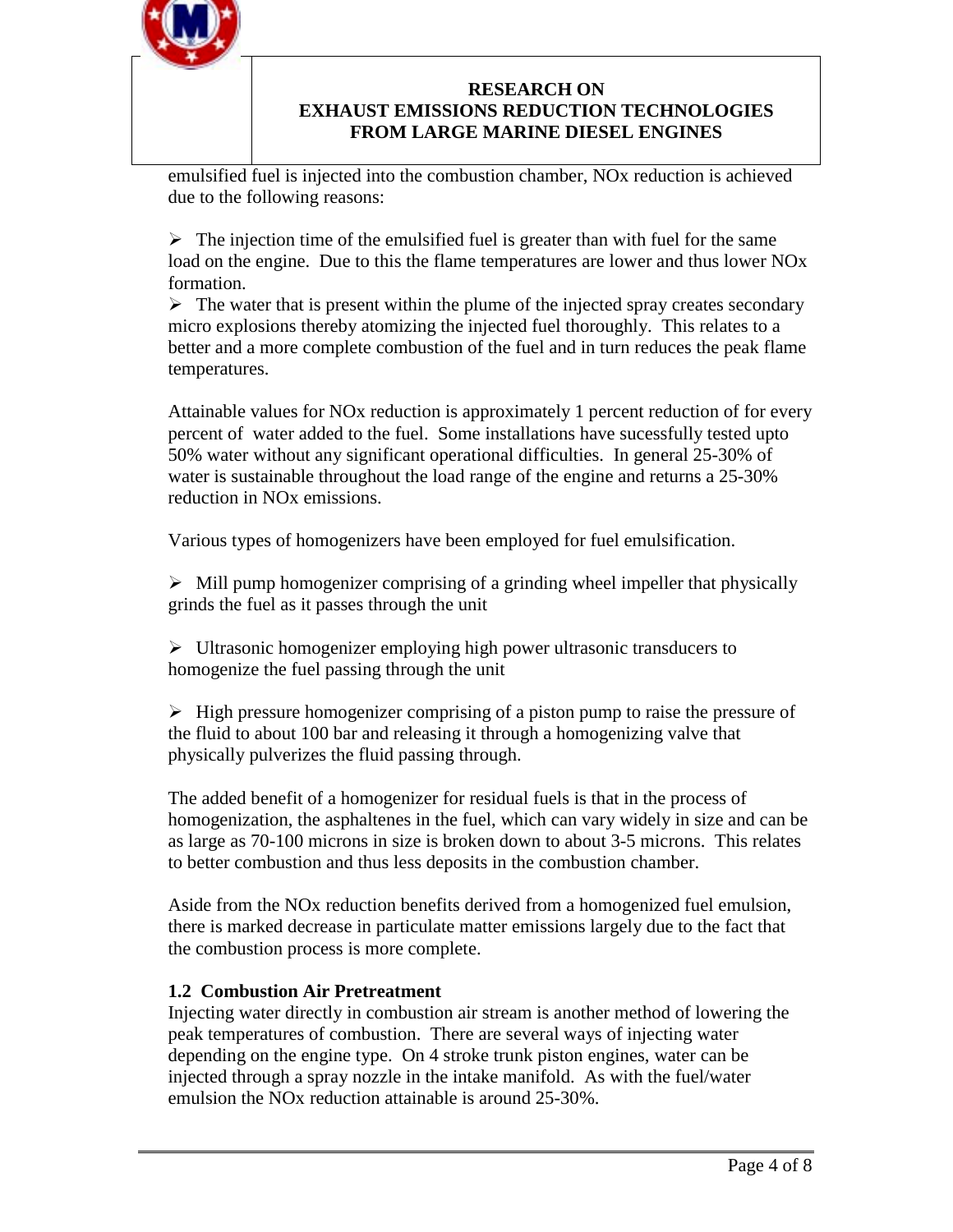emulsified fuel is injected into the combustion chamber, NOx reduction is achieved due to the following reasons:

- The injection time of the emulsified fuel is greater than with fuel for the same load on the engine. Due to this the flame temperatures are lower and thus lower NOx formation.
- The water that is present within the plume of the injected spray creates secondary micro explosions thereby atomizing the injected fuel thoroughly. This relates to a better and a more complete combustion of the fuel and in turn reduces the peak flame temperatures.

Attainable values for NOx reduction is approximately 1 percent reduction of for every percent of water added to the fuel. Some installations have sucessfully tested upto 50% water without any significant operational difficulties. In general 25-30% of water is sustainable throughout the load range of the engine and returns a 25-30% reduction in NOx emissions.

Various types of homogenizers have been employed for fuel emulsification.

- Mill pump homogenizer comprising of a grinding wheel impeller that physically grinds the fuel as it passes through the unit

- Ultrasonic homogenizer employing high power ultrasonic transducers to homogenize the fuel passing through the unit

- High pressure homogenizer comprising of a piston pump to raise the pressure of the fluid to about 100 bar and releasing it through a homogenizing valve that physically pulverizes the fluid passing through.

The added benefit of a homogenizer for residual fuels is that in the process of homogenization, the asphaltenes in the fuel, which can vary widely in size and can be as large as 70-100 microns in size is broken down to about 3-5 microns. This relates to better combustion and thus less deposits in the combustion chamber.

Aside from the NOx reduction benefits derived from a homogenized fuel emulsion, there is marked decrease in particulate matter emissions largely due to the fact that the combustion process is more complete.

### 1.2 Combustion Air Pretreatment

Injecting water directly in combustion air stream is another method of lowering the peak temperatures of combustion. There are several ways of injecting water depending on the engine type. On 4 stroke trunk piston engines, water can be injected through a spray nozzle in the intake manifold. As with the fuel/water emulsion the NOx reduction attainable is around 25-30%.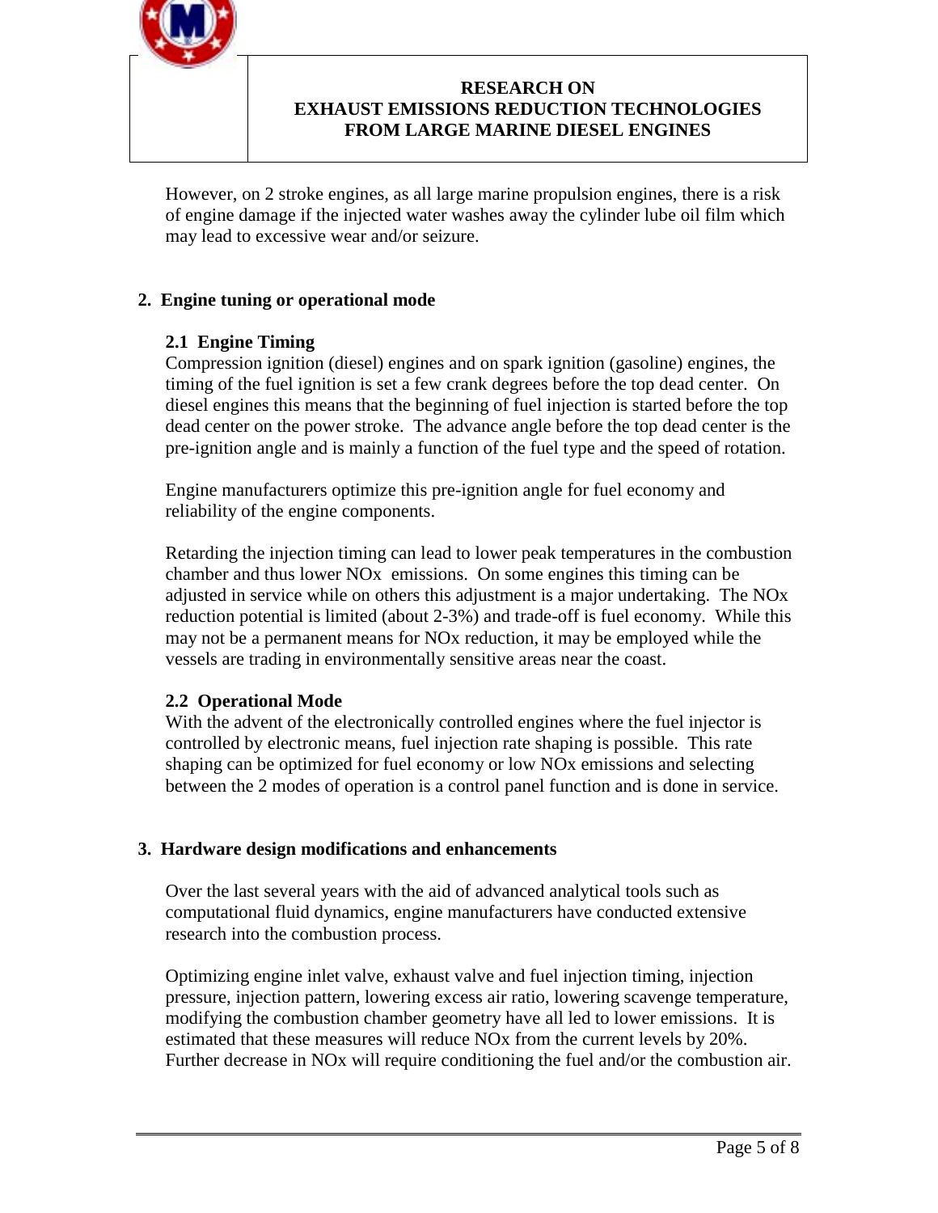However, on 2 stroke engines, as all large marine propulsion engines, there is a risk of engine damage if the injected water washes away the cylinder lube oil film which may lead to excessive wear and/or seizure.

## 2. Engine tuning or operational mode

### 2.1 Engine Timing

Compression ignition (diesel) engines and on spark ignition (gasoline) engines, the timing of the fuel ignition is set a few crank degrees before the top dead center. On diesel engines this means that the beginning of fuel injection is started before the top dead center on the power stroke. The advance angle before the top dead center is the pre-ignition angle and is mainly a function of the fuel type and the speed of rotation.

Engine manufacturers optimize this pre-ignition angle for fuel economy and reliability of the engine components.

Retarding the injection timing can lead to lower peak temperatures in the combustion chamber and thus lower $NO_x$ emissions. On some engines this timing can be adjusted in service while on others this adjustment is a major undertaking. The $NO_x$ reduction potential is limited (about 2-3%) and trade-off is fuel economy. While this may not be a permanent means for $NO_x$ reduction, it may be employed while the vessels are trading in environmentally sensitive areas near the coast.

### 2.2 Operational Mode

With the advent of the electronically controlled engines where the fuel injector is controlled by electronic means, fuel injection rate shaping is possible. This rate shaping can be optimized for fuel economy or low $NO_x$ emissions and selecting between the 2 modes of operation is a control panel function and is done in service.

## 3. Hardware design modifications and enhancements

Over the last several years with the aid of advanced analytical tools such as computational fluid dynamics, engine manufacturers have conducted extensive research into the combustion process.

Optimizing engine inlet valve, exhaust valve and fuel injection timing, injection pressure, injection pattern, lowering excess air ratio, lowering scavenge temperature, modifying the combustion chamber geometry have all led to lower emissions. It is estimated that these measures will reduce $NO_x$ from the current levels by 20%. Further decrease in $NO_x$ will require conditioning the fuel and/or the combustion air.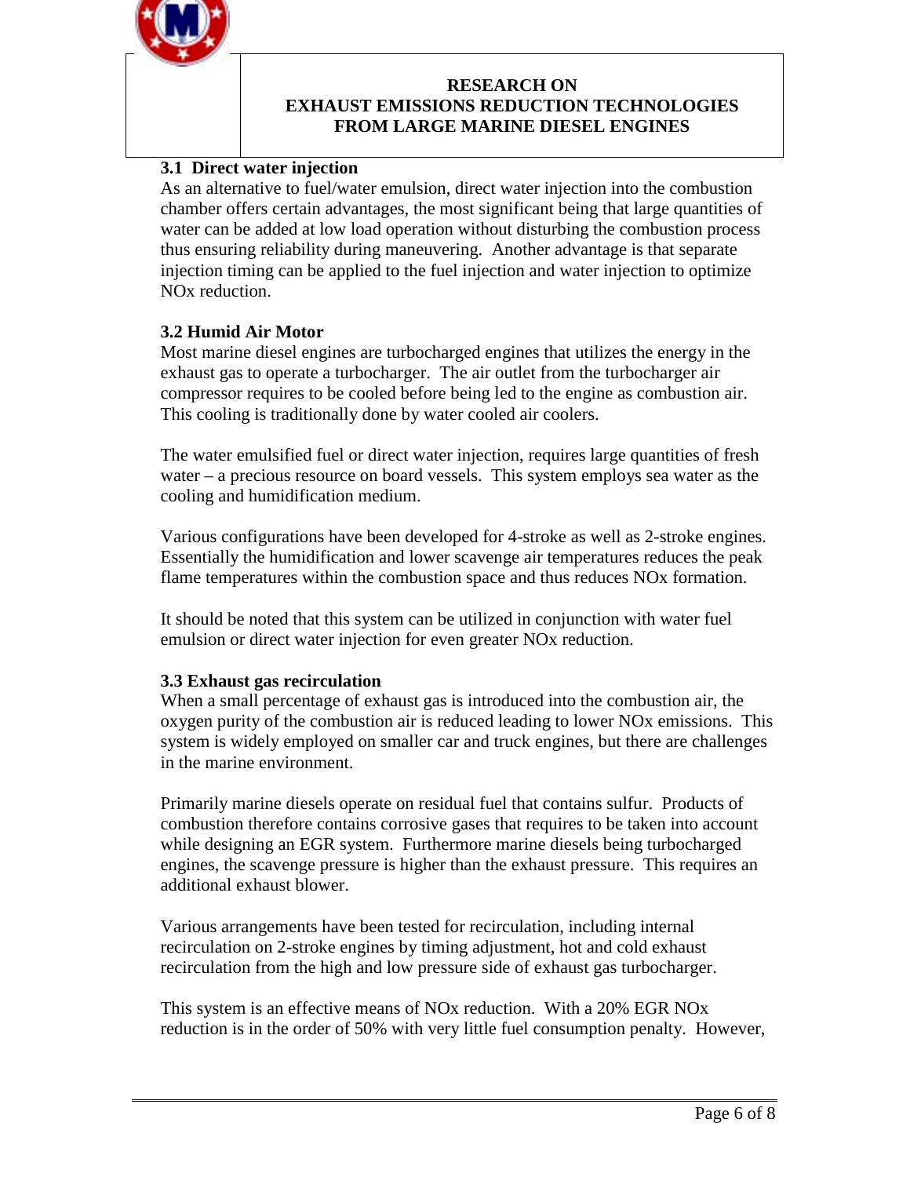### 3.1 Direct water injection

As an alternative to fuel/water emulsion, direct water injection into the combustion chamber offers certain advantages, the most significant being that large quantities of water can be added at low load operation without disturbing the combustion process thus ensuring reliability during maneuvering. Another advantage is that separate injection timing can be applied to the fuel injection and water injection to optimize NOx reduction.

### 3.2 Humid Air Motor

Most marine diesel engines are turbocharged engines that utilizes the energy in the exhaust gas to operate a turbocharger. The air outlet from the turbocharger air compressor requires to be cooled before being led to the engine as combustion air. This cooling is traditionally done by water cooled air coolers.

The water emulsified fuel or direct water injection, requires large quantities of fresh water – a precious resource on board vessels. This system employs sea water as the cooling and humidification medium.

Various configurations have been developed for 4-stroke as well as 2-stroke engines. Essentially the humidification and lower scavenge air temperatures reduces the peak flame temperatures within the combustion space and thus reduces NOx formation.

It should be noted that this system can be utilized in conjunction with water fuel emulsion or direct water injection for even greater NOx reduction.

### 3.3 Exhaust gas recirculation

When a small percentage of exhaust gas is introduced into the combustion air, the oxygen purity of the combustion air is reduced leading to lower NOx emissions. This system is widely employed on smaller car and truck engines, but there are challenges in the marine environment.

Primarily marine diesels operate on residual fuel that contains sulfur. Products of combustion therefore contains corrosive gases that requires to be taken into account while designing an EGR system. Furthermore marine diesels being turbocharged engines, the scavenge pressure is higher than the exhaust pressure. This requires an additional exhaust blower.

Various arrangements have been tested for recirculation, including internal recirculation on 2-stroke engines by timing adjustment, hot and cold exhaust recirculation from the high and low pressure side of exhaust gas turbocharger.

This system is an effective means of NOx reduction. With a 20% EGR NOx reduction is in the order of 50% with very little fuel consumption penalty. However,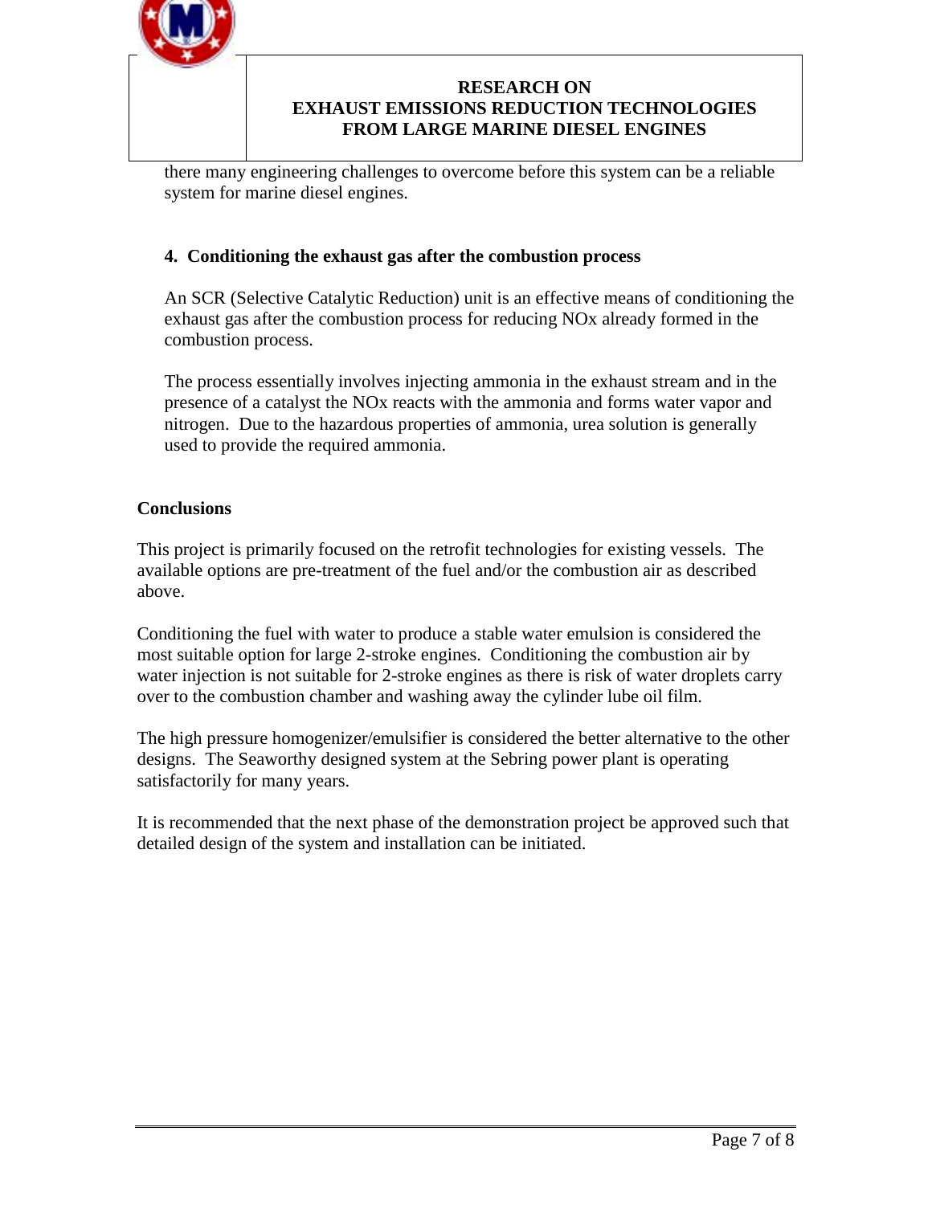there many engineering challenges to overcome before this system can be a reliable system for marine diesel engines.

### 4. Conditioning the exhaust gas after the combustion process

An SCR (Selective Catalytic Reduction) unit is an effective means of conditioning the exhaust gas after the combustion process for reducing NOx already formed in the combustion process.

The process essentially involves injecting ammonia in the exhaust stream and in the presence of a catalyst the NOx reacts with the ammonia and forms water vapor and nitrogen. Due to the hazardous properties of ammonia, urea solution is generally used to provide the required ammonia.

## Conclusions

This project is primarily focused on the retrofit technologies for existing vessels. The available options are pre-treatment of the fuel and/or the combustion air as described above.

Conditioning the fuel with water to produce a stable water emulsion is considered the most suitable option for large 2-stroke engines. Conditioning the combustion air by water injection is not suitable for 2-stroke engines as there is risk of water droplets carry over to the combustion chamber and washing away the cylinder lube oil film.

The high pressure homogenizer/emulsifier is considered the better alternative to the other designs. The Seaworthy designed system at the Sebring power plant is operating satisfactorily for many years.

It is recommended that the next phase of the demonstration project be approved such that detailed design of the system and installation can be initiated.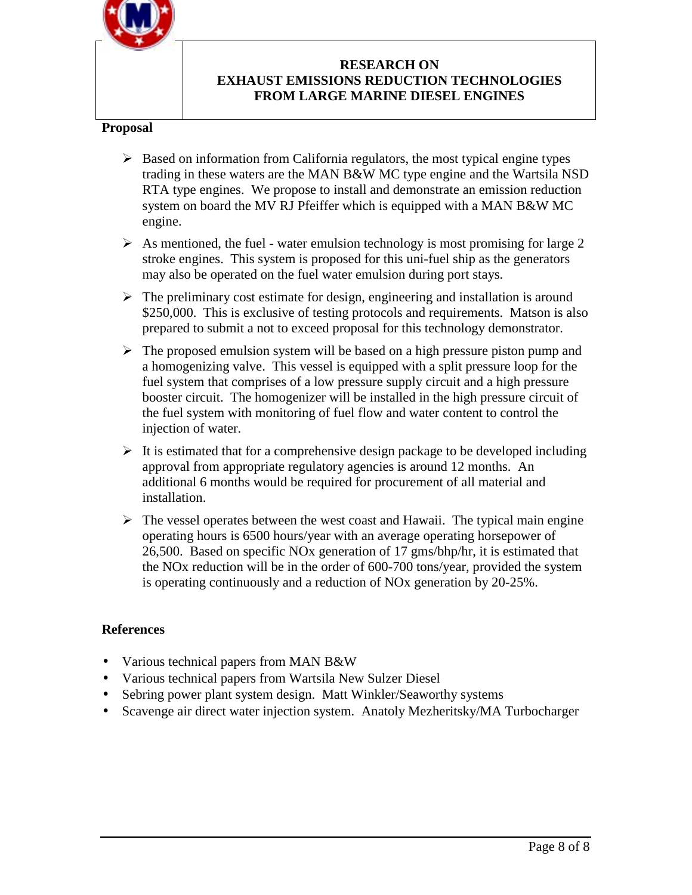**Proposal**

- Based on information from California regulators, the most typical engine types trading in these waters are the MAN B&W MC type engine and the Wartsila NSD RTA type engines. We propose to install and demonstrate an emission reduction system on board the MV RJ Pfeiffer which is equipped with a MAN B&W MC engine.
- As mentioned, the fuel - water emulsion technology is most promising for large 2 stroke engines. This system is proposed for this uni-fuel ship as the generators may also be operated on the fuel water emulsion during port stays.
- The preliminary cost estimate for design, engineering and installation is around \$250,000. This is exclusive of testing protocols and requirements. Matson is also prepared to submit a not to exceed proposal for this technology demonstrator.
- The proposed emulsion system will be based on a high pressure piston pump and a homogenizing valve. This vessel is equipped with a split pressure loop for the fuel system that comprises of a low pressure supply circuit and a high pressure booster circuit. The homogenizer will be installed in the high pressure circuit of the fuel system with monitoring of fuel flow and water content to control the injection of water.
- It is estimated that for a comprehensive design package to be developed including approval from appropriate regulatory agencies is around 12 months. An additional 6 months would be required for procurement of all material and installation.
- The vessel operates between the west coast and Hawaii. The typical main engine operating hours is 6500 hours/year with an average operating horsepower of 26,500. Based on specific $NO_x$ generation of 17 gms/bhp/hr, it is estimated that the $NO_x$ reduction will be in the order of 600-700 tons/year, provided the system is operating continuously and a reduction of $NO_x$ generation by 20-25%.

**References**

- Various technical papers from MAN B&W
- Various technical papers from Wartsila New Sulzer Diesel
- Sebring power plant system design. Matt Winkler/Seaworthy systems
- Scavenge air direct water injection system. Anatoly Mezheritsky/MA Turbocharger